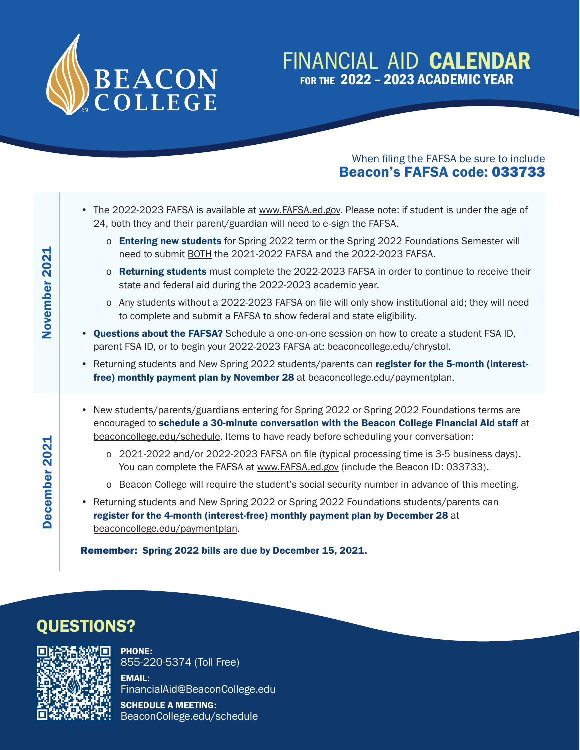# FINANCIAL AID CALENDAR

## FOR THE 2022 – 2023 ACADEMIC YEAR

When filing the FAFSA be sure to include
**Beacon's FAFSA code: 033733**

## November 2021

- The 2022-2023 FAFSA is available at www.FAFSA.ed.gov. Please note: if student is under the age of 24, both they and their parent/guardian will need to e-sign the FAFSA.
  - **Entering new students** for Spring 2022 term or the Spring 2022 Foundations Semester will need to submit BOTH the 2021-2022 FAFSA and the 2022-2023 FAFSA.
  - **Returning students** must complete the 2022-2023 FAFSA in order to continue to receive their state and federal aid during the 2022-2023 academic year.
  - Any students without a 2022-2023 FAFSA on file will only show institutional aid; they will need to complete and submit a FAFSA to show federal and state eligibility.
- **Questions about the FAFSA?** Schedule a one-on-one session on how to create a student FSA ID, parent FSA ID, or to begin your 2022-2023 FAFSA at: beaconcollege.edu/chrystol.
- Returning students and New Spring 2022 students/parents can **register for the 5-month (interest-free) monthly payment plan by November 28** at beaconcollege.edu/paymentplan.

## December 2021

- New students/parents/guardians entering for Spring 2022 or Spring 2022 Foundations terms are encouraged to **schedule a 30-minute conversation with the Beacon College Financial Aid staff** at beaconcollege.edu/schedule. Items to have ready before scheduling your conversation:
  - 2021-2022 and/or 2022-2023 FAFSA on file (typical processing time is 3-5 business days). You can complete the FAFSA at www.FAFSA.ed.gov (include the Beacon ID: 033733).
  - Beacon College will require the student's social security number in advance of this meeting.
- Returning students and New Spring 2022 or Spring 2022 Foundations students/parents can **register for the 4-month (interest-free) monthly payment plan by December 28** at beaconcollege.edu/paymentplan.

**Remember: Spring 2022 bills are due by December 15, 2021.**

## QUESTIONS?

**PHONE:**
855-220-5374 (Toll Free)

**EMAIL:**
FinancialAid@BeaconCollege.edu

**SCHEDULE A MEETING:**
BeaconCollege.edu/schedule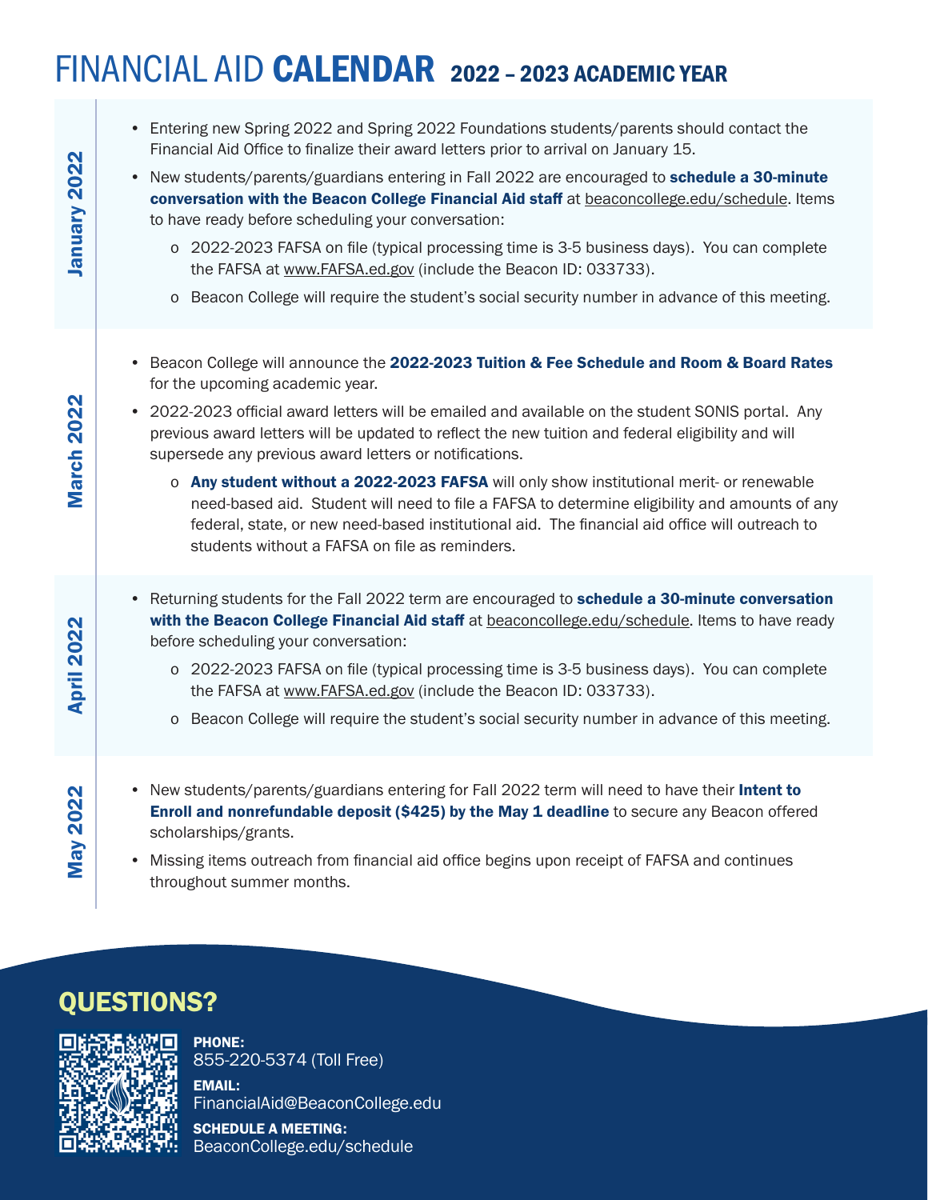# FINANCIAL AID **CALENDAR** 2022 – 2023 ACADEMIC YEAR

## January 2022

- Entering new Spring 2022 and Spring 2022 Foundations students/parents should contact the Financial Aid Office to finalize their award letters prior to arrival on January 15.
- New students/parents/guardians entering in Fall 2022 are encouraged to **schedule a 30-minute conversation with the Beacon College Financial Aid staff** at beaconcollege.edu/schedule. Items to have ready before scheduling your conversation:
  - 2022-2023 FAFSA on file (typical processing time is 3-5 business days). You can complete the FAFSA at www.FAFSA.ed.gov (include the Beacon ID: 033733).
  - Beacon College will require the student's social security number in advance of this meeting.

## March 2022

- Beacon College will announce the **2022-2023 Tuition & Fee Schedule and Room & Board Rates** for the upcoming academic year.
- 2022-2023 official award letters will be emailed and available on the student SONIS portal. Any previous award letters will be updated to reflect the new tuition and federal eligibility and will supersede any previous award letters or notifications.
  - **Any student without a 2022-2023 FAFSA** will only show institutional merit- or renewable need-based aid. Student will need to file a FAFSA to determine eligibility and amounts of any federal, state, or new need-based institutional aid. The financial aid office will outreach to students without a FAFSA on file as reminders.

## April 2022

- Returning students for the Fall 2022 term are encouraged to **schedule a 30-minute conversation with the Beacon College Financial Aid staff** at beaconcollege.edu/schedule. Items to have ready before scheduling your conversation:
  - 2022-2023 FAFSA on file (typical processing time is 3-5 business days). You can complete the FAFSA at www.FAFSA.ed.gov (include the Beacon ID: 033733).
  - Beacon College will require the student's social security number in advance of this meeting.

## May 2022

- New students/parents/guardians entering for Fall 2022 term will need to have their **Intent to Enroll and nonrefundable deposit ($425) by the May 1 deadline** to secure any Beacon offered scholarships/grants.
- Missing items outreach from financial aid office begins upon receipt of FAFSA and continues throughout summer months.

## QUESTIONS?

**PHONE:**
855-220-5374 (Toll Free)

**EMAIL:**
FinancialAid@BeaconCollege.edu

**SCHEDULE A MEETING:**
BeaconCollege.edu/schedule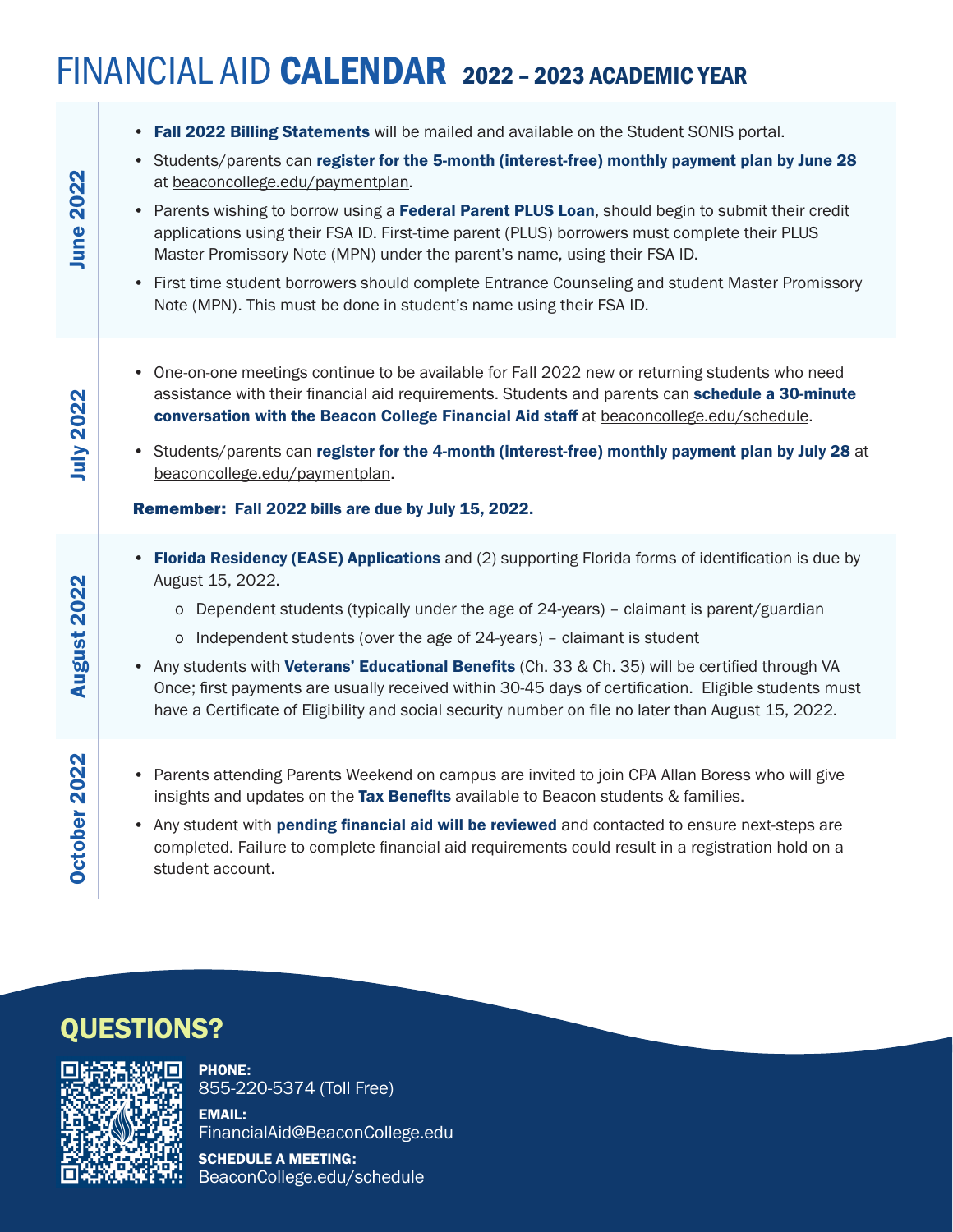# FINANCIAL AID **CALENDAR** 2022 – 2023 ACADEMIC YEAR

## June 2022

- **Fall 2022 Billing Statements** will be mailed and available on the Student SONIS portal.
- Students/parents can **register for the 5-month (interest-free) monthly payment plan by June 28** at beaconcollege.edu/paymentplan.
- Parents wishing to borrow using a **Federal Parent PLUS Loan**, should begin to submit their credit applications using their FSA ID. First-time parent (PLUS) borrowers must complete their PLUS Master Promissory Note (MPN) under the parent's name, using their FSA ID.
- First time student borrowers should complete Entrance Counseling and student Master Promissory Note (MPN). This must be done in student's name using their FSA ID.

## July 2022

- One-on-one meetings continue to be available for Fall 2022 new or returning students who need assistance with their financial aid requirements. Students and parents can **schedule a 30-minute conversation with the Beacon College Financial Aid staff** at beaconcollege.edu/schedule.
- Students/parents can **register for the 4-month (interest-free) monthly payment plan by July 28** at beaconcollege.edu/paymentplan.

**Remember: Fall 2022 bills are due by July 15, 2022.**

## August 2022

- **Florida Residency (EASE) Applications** and (2) supporting Florida forms of identification is due by August 15, 2022.
  - o Dependent students (typically under the age of 24-years) – claimant is parent/guardian
  - o Independent students (over the age of 24-years) – claimant is student
- Any students with **Veterans' Educational Benefits** (Ch. 33 & Ch. 35) will be certified through VA Once; first payments are usually received within 30-45 days of certification. Eligible students must have a Certificate of Eligibility and social security number on file no later than August 15, 2022.

## October 2022

- Parents attending Parents Weekend on campus are invited to join CPA Allan Boress who will give insights and updates on the **Tax Benefits** available to Beacon students & families.
- Any student with **pending financial aid will be reviewed** and contacted to ensure next-steps are completed. Failure to complete financial aid requirements could result in a registration hold on a student account.

## QUESTIONS?

**PHONE:**
855-220-5374 (Toll Free)

**EMAIL:**
FinancialAid@BeaconCollege.edu

**SCHEDULE A MEETING:**
BeaconCollege.edu/schedule